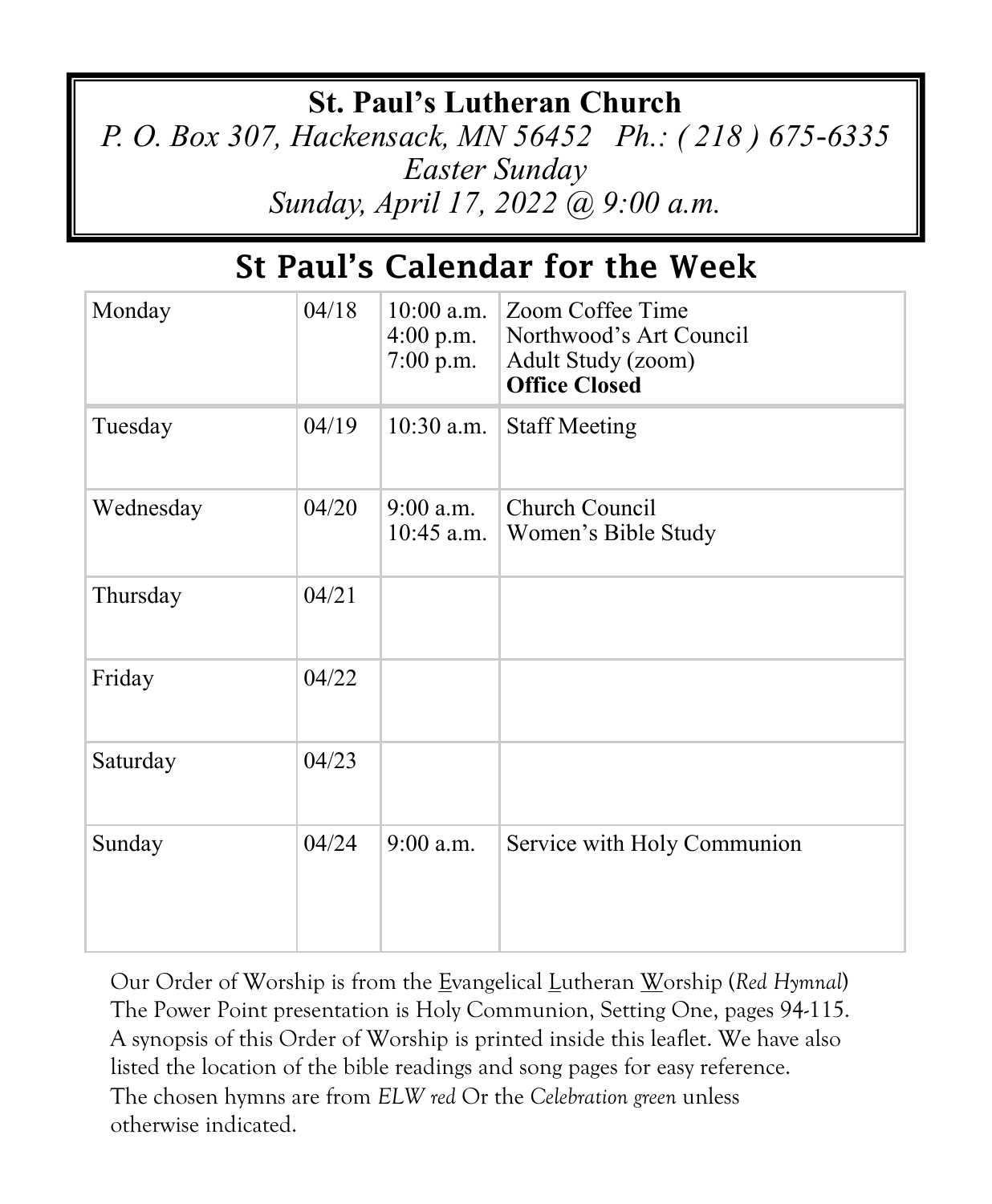# St. Paul's Lutheran Church

*P. O. Box 307, Hackensack, MN 56452 Ph.: ( 218 ) 675-6335*

*Easter Sunday*

*Sunday, April 17, 2022 @ 9:00 a.m.*

## St Paul's Calendar for the Week

| | | | |
|---|---|---|---|
| Monday | 04/18 | 10:00 a.m.<br>4:00 p.m.<br>7:00 p.m. | Zoom Coffee Time<br>Northwood's Art Council<br>Adult Study (zoom)<br>**Office Closed** |
| Tuesday | 04/19 | 10:30 a.m. | Staff Meeting |
| Wednesday | 04/20 | 9:00 a.m.<br>10:45 a.m. | Church Council<br>Women's Bible Study |
| Thursday | 04/21 | | |
| Friday | 04/22 | | |
| Saturday | 04/23 | | |
| Sunday | 04/24 | 9:00 a.m. | Service with Holy Communion |

Our Order of Worship is from the <u>E</u>vangelical <u>L</u>utheran <u>W</u>orship (*Red Hymnal*) The Power Point presentation is Holy Communion, Setting One, pages 94-115. A synopsis of this Order of Worship is printed inside this leaflet. We have also listed the location of the bible readings and song pages for easy reference. The chosen hymns are from *ELW red* Or the *Celebration green* unless otherwise indicated.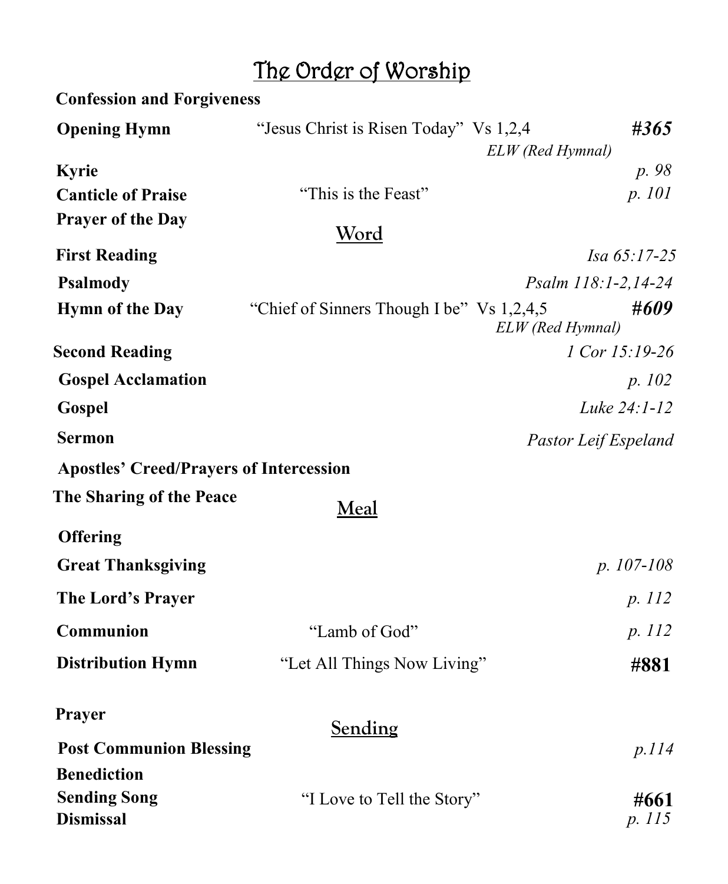# The Order of Worship

**Confession and Forgiveness**

**Opening Hymn** — "Jesus Christ is Risen Today" Vs 1,2,4 — ***#365***
*ELW (Red Hymnal)*

**Kyrie** — *p. 98*

**Canticle of Praise** — "This is the Feast" — *p. 101*

**Prayer of the Day**

## Word

**First Reading** — *Isa 65:17-25*

**Psalmody** — *Psalm 118:1-2,14-24*

**Hymn of the Day** — "Chief of Sinners Though I be" Vs 1,2,4,5 — ***#609***
*ELW (Red Hymnal)*

**Second Reading** — *1 Cor 15:19-26*

**Gospel Acclamation** — *p. 102*

**Gospel** — *Luke 24:1-12*

**Sermon** — *Pastor Leif Espeland*

**Apostles' Creed/Prayers of Intercession**

**The Sharing of the Peace**

## Meal

**Offering**

**Great Thanksgiving** — *p. 107-108*

**The Lord's Prayer** — *p. 112*

**Communion** — "Lamb of God" — *p. 112*

**Distribution Hymn** — "Let All Things Now Living" — **#881**

**Prayer**

## Sending

**Post Communion Blessing** — *p.114*

**Benediction**

**Sending Song** — "I Love to Tell the Story" — **#661**

**Dismissal** — *p. 115*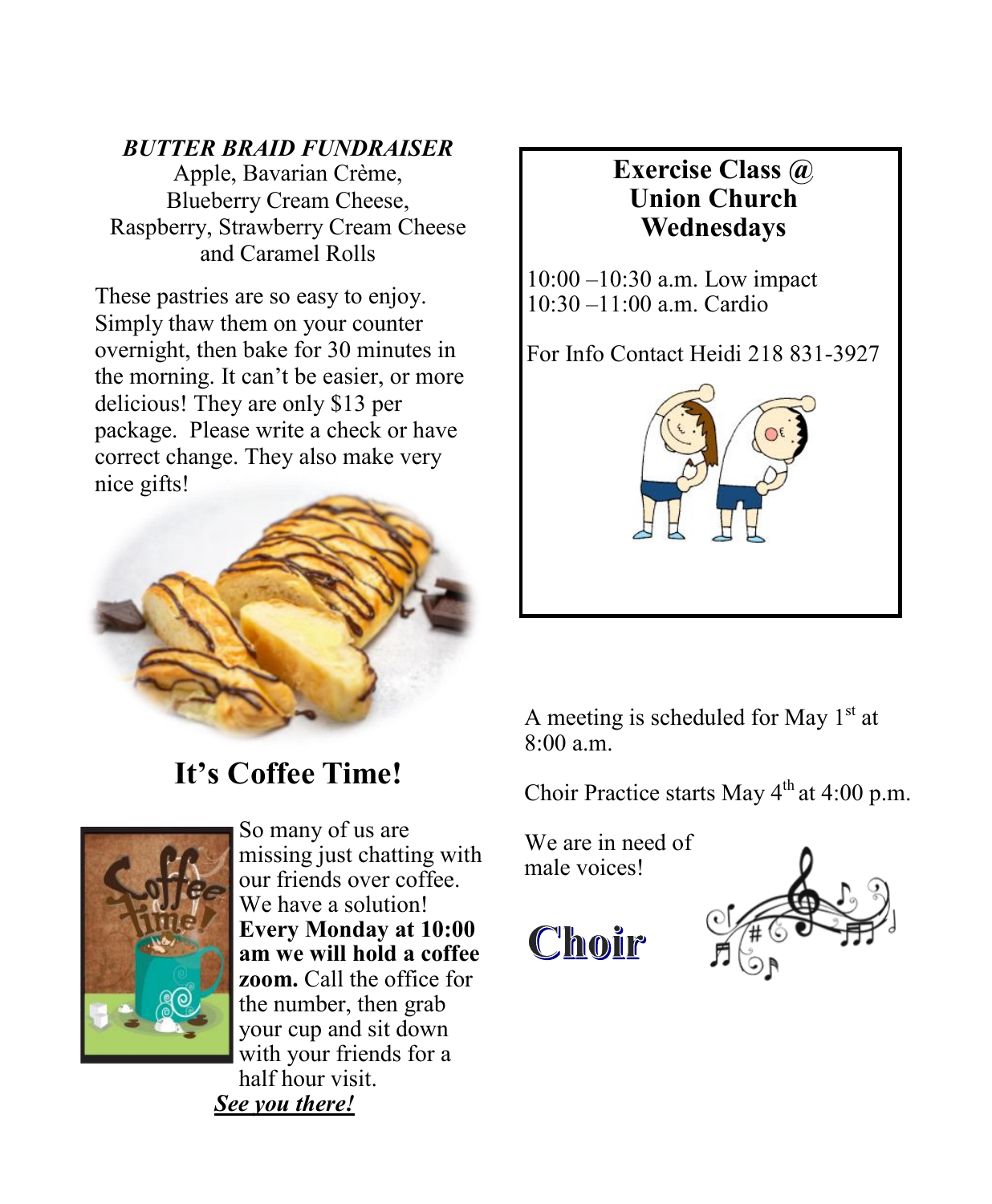### *BUTTER BRAID FUNDRAISER*

Apple, Bavarian Crème,
Blueberry Cream Cheese,
Raspberry, Strawberry Cream Cheese
and Caramel Rolls

These pastries are so easy to enjoy. Simply thaw them on your counter overnight, then bake for 30 minutes in the morning. It can't be easier, or more delicious! They are only $13 per package. Please write a check or have correct change. They also make very nice gifts!

## It's Coffee Time!

So many of us are missing just chatting with our friends over coffee. We have a solution! **Every Monday at 10:00 am we will hold a coffee zoom.** Call the office for the number, then grab your cup and sit down with your friends for a half hour visit.

***See you there!***

### Exercise Class @ Union Church Wednesdays

10:00 –10:30 a.m. Low impact
10:30 –11:00 a.m. Cardio

For Info Contact Heidi 218 831-3927

A meeting is scheduled for May 1st at 8:00 a.m.

Choir Practice starts May 4th at 4:00 p.m.

We are in need of male voices!

## Choir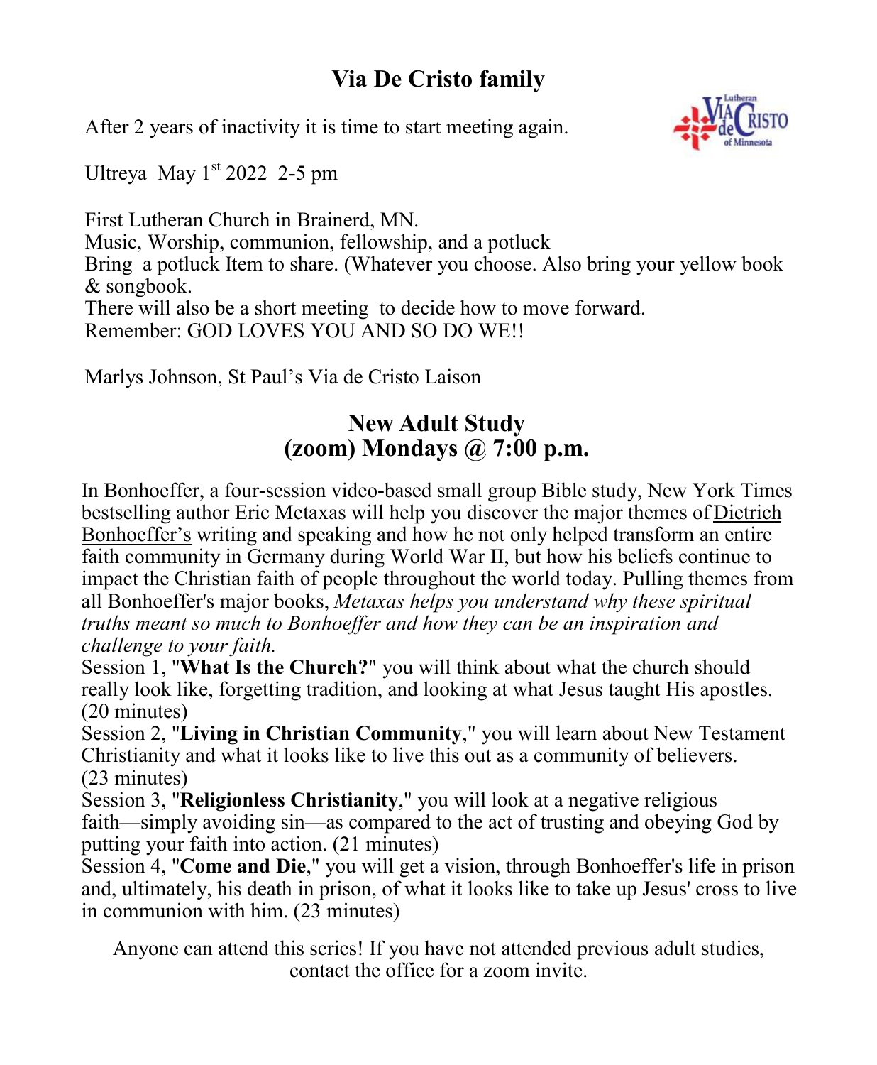## Via De Cristo family

After 2 years of inactivity it is time to start meeting again.

Ultreya May 1st 2022 2-5 pm

First Lutheran Church in Brainerd, MN.
Music, Worship, communion, fellowship, and a potluck
Bring a potluck Item to share. (Whatever you choose. Also bring your yellow book & songbook.
There will also be a short meeting to decide how to move forward.
Remember: GOD LOVES YOU AND SO DO WE!!

Marlys Johnson, St Paul's Via de Cristo Laison

## New Adult Study
## (zoom) Mondays @ 7:00 p.m.

In Bonhoeffer, a four-session video-based small group Bible study, New York Times bestselling author Eric Metaxas will help you discover the major themes of Dietrich Bonhoeffer's writing and speaking and how he not only helped transform an entire faith community in Germany during World War II, but how his beliefs continue to impact the Christian faith of people throughout the world today. Pulling themes from all Bonhoeffer's major books, *Metaxas helps you understand why these spiritual truths meant so much to Bonhoeffer and how they can be an inspiration and challenge to your faith.*

Session 1, "**What Is the Church?**" you will think about what the church should really look like, forgetting tradition, and looking at what Jesus taught His apostles. (20 minutes)

Session 2, "**Living in Christian Community**," you will learn about New Testament Christianity and what it looks like to live this out as a community of believers. (23 minutes)

Session 3, "**Religionless Christianity**," you will look at a negative religious faith—simply avoiding sin—as compared to the act of trusting and obeying God by putting your faith into action. (21 minutes)

Session 4, "**Come and Die**," you will get a vision, through Bonhoeffer's life in prison and, ultimately, his death in prison, of what it looks like to take up Jesus' cross to live in communion with him. (23 minutes)

Anyone can attend this series! If you have not attended previous adult studies, contact the office for a zoom invite.